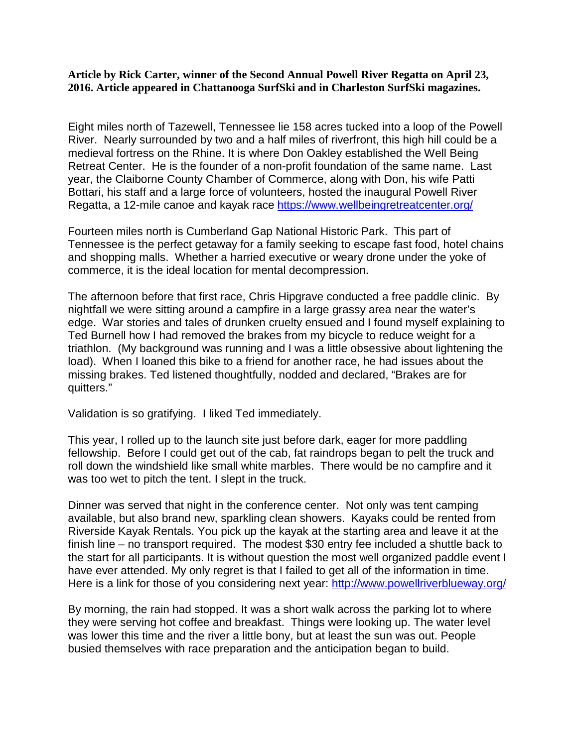**Article by Rick Carter, winner of the Second Annual Powell River Regatta on April 23, 2016. Article appeared in Chattanooga SurfSki and in Charleston SurfSki magazines.**

Eight miles north of Tazewell, Tennessee lie 158 acres tucked into a loop of the Powell River. Nearly surrounded by two and a half miles of riverfront, this high hill could be a medieval fortress on the Rhine. It is where Don Oakley established the Well Being Retreat Center. He is the founder of a non-profit foundation of the same name. Last year, the Claiborne County Chamber of Commerce, along with Don, his wife Patti Bottari, his staff and a large force of volunteers, hosted the inaugural Powell River Regatta, a 12-mile canoe and kayak race https://www.wellbeingretreatcenter.org/

Fourteen miles north is Cumberland Gap National Historic Park. This part of Tennessee is the perfect getaway for a family seeking to escape fast food, hotel chains and shopping malls. Whether a harried executive or weary drone under the yoke of commerce, it is the ideal location for mental decompression.

The afternoon before that first race, Chris Hipgrave conducted a free paddle clinic. By nightfall we were sitting around a campfire in a large grassy area near the water's edge. War stories and tales of drunken cruelty ensued and I found myself explaining to Ted Burnell how I had removed the brakes from my bicycle to reduce weight for a triathlon. (My background was running and I was a little obsessive about lightening the load). When I loaned this bike to a friend for another race, he had issues about the missing brakes. Ted listened thoughtfully, nodded and declared, "Brakes are for quitters."

Validation is so gratifying. I liked Ted immediately.

This year, I rolled up to the launch site just before dark, eager for more paddling fellowship. Before I could get out of the cab, fat raindrops began to pelt the truck and roll down the windshield like small white marbles. There would be no campfire and it was too wet to pitch the tent. I slept in the truck.

Dinner was served that night in the conference center. Not only was tent camping available, but also brand new, sparkling clean showers. Kayaks could be rented from Riverside Kayak Rentals. You pick up the kayak at the starting area and leave it at the finish line – no transport required. The modest $30 entry fee included a shuttle back to the start for all participants. It is without question the most well organized paddle event I have ever attended. My only regret is that I failed to get all of the information in time. Here is a link for those of you considering next year: http://www.powellriverblueway.org/

By morning, the rain had stopped. It was a short walk across the parking lot to where they were serving hot coffee and breakfast. Things were looking up. The water level was lower this time and the river a little bony, but at least the sun was out. People busied themselves with race preparation and the anticipation began to build.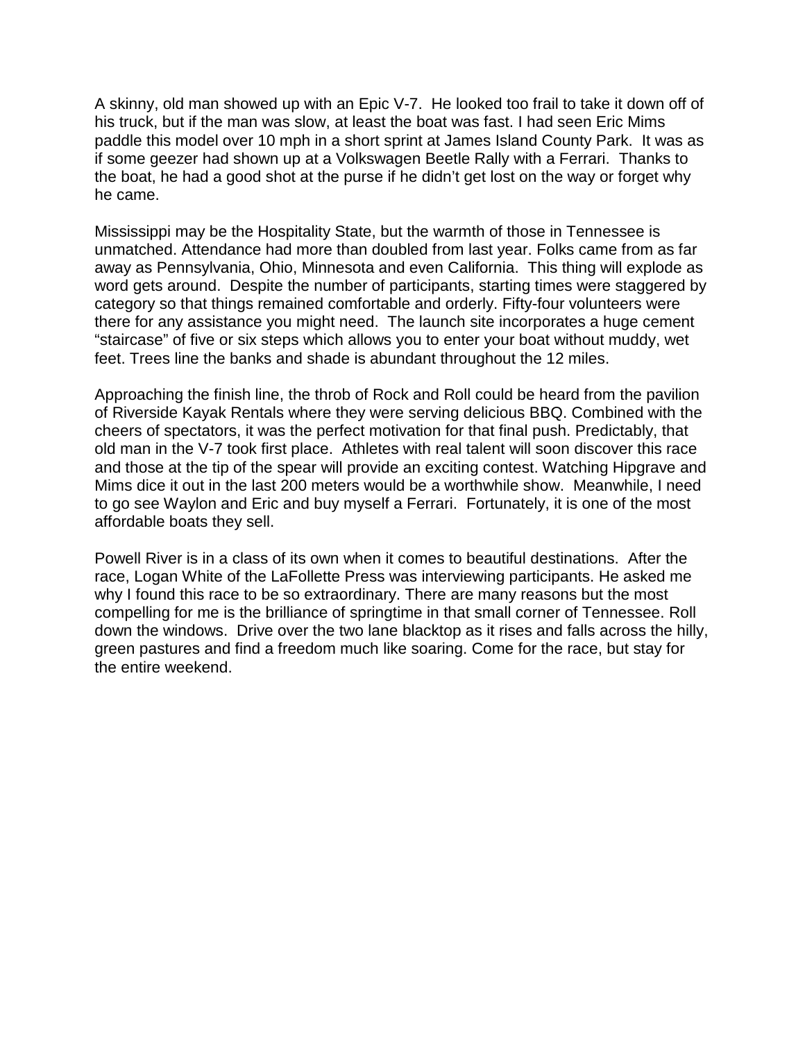A skinny, old man showed up with an Epic V-7. He looked too frail to take it down off of his truck, but if the man was slow, at least the boat was fast. I had seen Eric Mims paddle this model over 10 mph in a short sprint at James Island County Park. It was as if some geezer had shown up at a Volkswagen Beetle Rally with a Ferrari. Thanks to the boat, he had a good shot at the purse if he didn't get lost on the way or forget why he came.

Mississippi may be the Hospitality State, but the warmth of those in Tennessee is unmatched. Attendance had more than doubled from last year. Folks came from as far away as Pennsylvania, Ohio, Minnesota and even California. This thing will explode as word gets around. Despite the number of participants, starting times were staggered by category so that things remained comfortable and orderly. Fifty-four volunteers were there for any assistance you might need. The launch site incorporates a huge cement "staircase" of five or six steps which allows you to enter your boat without muddy, wet feet. Trees line the banks and shade is abundant throughout the 12 miles.

Approaching the finish line, the throb of Rock and Roll could be heard from the pavilion of Riverside Kayak Rentals where they were serving delicious BBQ. Combined with the cheers of spectators, it was the perfect motivation for that final push. Predictably, that old man in the V-7 took first place. Athletes with real talent will soon discover this race and those at the tip of the spear will provide an exciting contest. Watching Hipgrave and Mims dice it out in the last 200 meters would be a worthwhile show. Meanwhile, I need to go see Waylon and Eric and buy myself a Ferrari. Fortunately, it is one of the most affordable boats they sell.

Powell River is in a class of its own when it comes to beautiful destinations. After the race, Logan White of the LaFollette Press was interviewing participants. He asked me why I found this race to be so extraordinary. There are many reasons but the most compelling for me is the brilliance of springtime in that small corner of Tennessee. Roll down the windows. Drive over the two lane blacktop as it rises and falls across the hilly, green pastures and find a freedom much like soaring. Come for the race, but stay for the entire weekend.